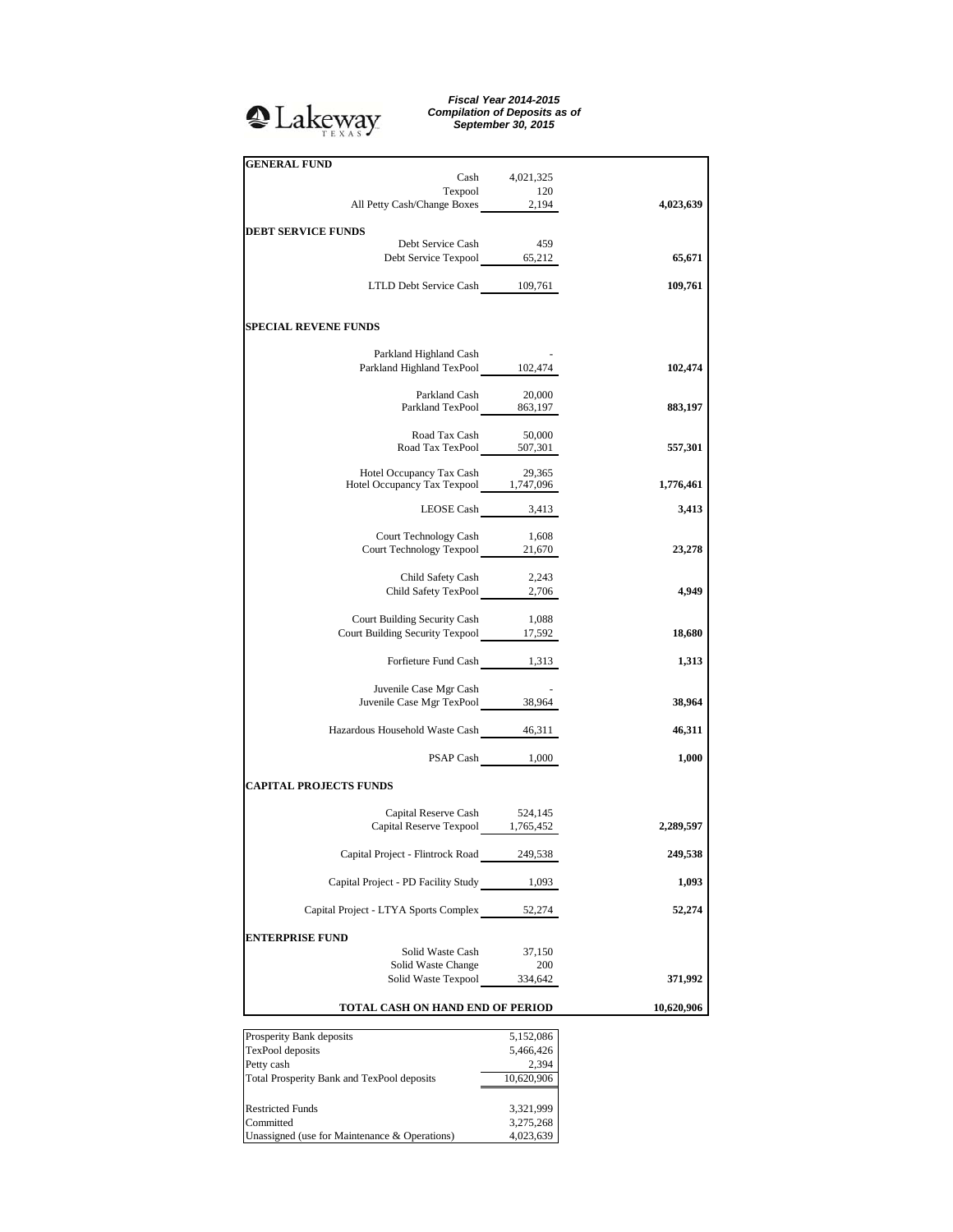Lakeway TEXAS

***Fiscal Year 2014-2015***
***Compilation of Deposits as of***
***September 30, 2015***

| | | |
|---|---|---|
| **GENERAL FUND** | | |
| Cash | 4,021,325 | |
| Texpool | 120 | |
| All Petty Cash/Change Boxes | 2,194 | **4,023,639** |
| | | |
| **DEBT SERVICE FUNDS** | | |
| Debt Service Cash | 459 | |
| Debt Service Texpool | 65,212 | **65,671** |
| | | |
| LTLD Debt Service Cash | 109,761 | **109,761** |
| | | |
| **SPECIAL REVENE FUNDS** | | |
| | | |
| Parkland Highland Cash | - | |
| Parkland Highland TexPool | 102,474 | **102,474** |
| | | |
| Parkland Cash | 20,000 | |
| Parkland TexPool | 863,197 | **883,197** |
| | | |
| Road Tax Cash | 50,000 | |
| Road Tax TexPool | 507,301 | **557,301** |
| | | |
| Hotel Occupancy Tax Cash | 29,365 | |
| Hotel Occupancy Tax Texpool | 1,747,096 | **1,776,461** |
| | | |
| LEOSE Cash | 3,413 | **3,413** |
| | | |
| Court Technology Cash | 1,608 | |
| Court Technology Texpool | 21,670 | **23,278** |
| | | |
| Child Safety Cash | 2,243 | |
| Child Safety TexPool | 2,706 | **4,949** |
| | | |
| Court Building Security Cash | 1,088 | |
| Court Building Security Texpool | 17,592 | **18,680** |
| | | |
| Forfieture Fund Cash | 1,313 | **1,313** |
| | | |
| Juvenile Case Mgr Cash | - | |
| Juvenile Case Mgr TexPool | 38,964 | **38,964** |
| | | |
| Hazardous Household Waste Cash | 46,311 | **46,311** |
| | | |
| PSAP Cash | 1,000 | **1,000** |
| | | |
| **CAPITAL PROJECTS FUNDS** | | |
| | | |
| Capital Reserve Cash | 524,145 | |
| Capital Reserve Texpool | 1,765,452 | **2,289,597** |
| | | |
| Capital Project - Flintrock Road | 249,538 | **249,538** |
| | | |
| Capital Project - PD Facility Study | 1,093 | **1,093** |
| | | |
| Capital Project - LTYA Sports Complex | 52,274 | **52,274** |
| | | |
| **ENTERPRISE FUND** | | |
| Solid Waste Cash | 37,150 | |
| Solid Waste Change | 200 | |
| Solid Waste Texpool | 334,642 | **371,992** |
| | | |
| **TOTAL CASH ON HAND END OF PERIOD** | | **10,620,906** |

| | |
|---|---|
| Prosperity Bank deposits | 5,152,086 |
| TexPool deposits | 5,466,426 |
| Petty cash | 2,394 |
| Total Prosperity Bank and TexPool deposits | 10,620,906 |
| | |
| Restricted Funds | 3,321,999 |
| Committed | 3,275,268 |
| Unassigned (use for Maintenance & Operations) | 4,023,639 |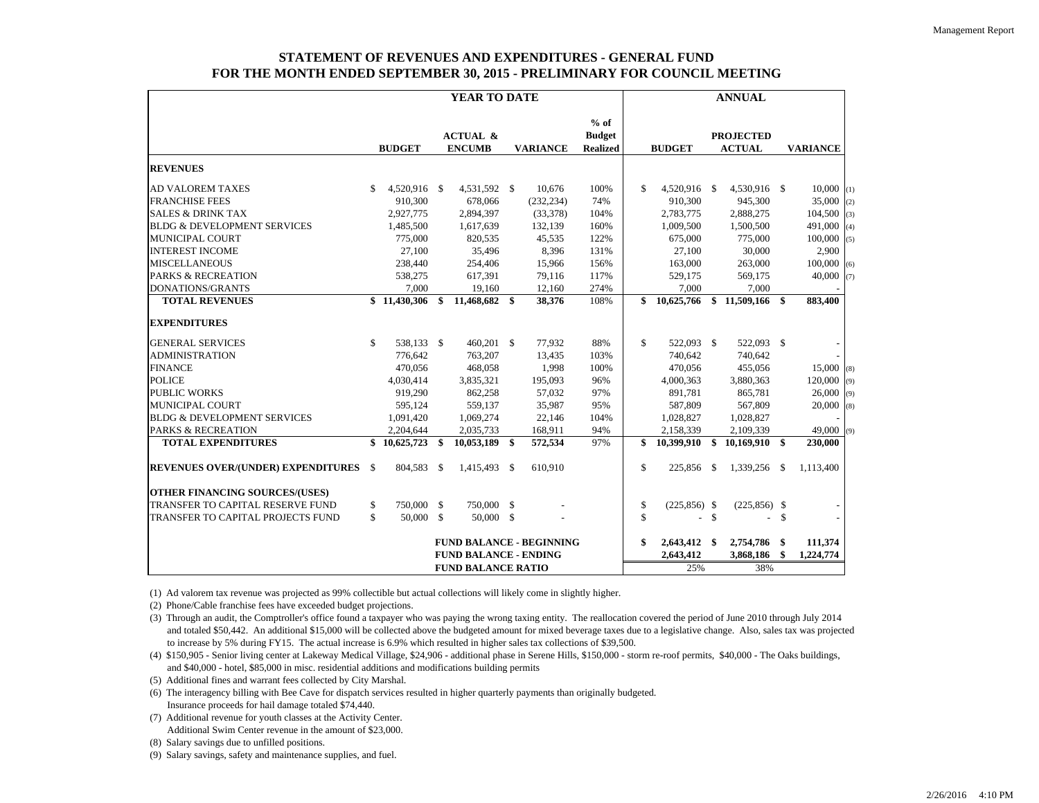## STATEMENT OF REVENUES AND EXPENDITURES - GENERAL FUND
## FOR THE MONTH ENDED SEPTEMBER 30, 2015 - PRELIMINARY FOR COUNCIL MEETING

| | YEAR TO DATE | | | | ANNUAL | | | |
|---|---|---|---|---|---|---|---|---|
| | BUDGET | ACTUAL & ENCUMB | VARIANCE | % of Budget Realized | BUDGET | PROJECTED ACTUAL | VARIANCE | |
| **REVENUES** | | | | | | | | |
| AD VALOREM TAXES | $ 4,520,916 | $ 4,531,592 | $ 10,676 | 100% | $ 4,520,916 | $ 4,530,916 | $ 10,000 | (1) |
| FRANCHISE FEES | 910,300 | 678,066 | (232,234) | 74% | 910,300 | 945,300 | 35,000 | (2) |
| SALES & DRINK TAX | 2,927,775 | 2,894,397 | (33,378) | 104% | 2,783,775 | 2,888,275 | 104,500 | (3) |
| BLDG & DEVELOPMENT SERVICES | 1,485,500 | 1,617,639 | 132,139 | 160% | 1,009,500 | 1,500,500 | 491,000 | (4) |
| MUNICIPAL COURT | 775,000 | 820,535 | 45,535 | 122% | 675,000 | 775,000 | 100,000 | (5) |
| INTEREST INCOME | 27,100 | 35,496 | 8,396 | 131% | 27,100 | 30,000 | 2,900 | |
| MISCELLANEOUS | 238,440 | 254,406 | 15,966 | 156% | 163,000 | 263,000 | 100,000 | (6) |
| PARKS & RECREATION | 538,275 | 617,391 | 79,116 | 117% | 529,175 | 569,175 | 40,000 | (7) |
| DONATIONS/GRANTS | 7,000 | 19,160 | 12,160 | 274% | 7,000 | 7,000 | - | |
| **TOTAL REVENUES** | **$ 11,430,306** | **$ 11,468,682** | **$ 38,376** | 108% | **$ 10,625,766** | **$ 11,509,166** | **$ 883,400** | |
| **EXPENDITURES** | | | | | | | | |
| GENERAL SERVICES | $ 538,133 | $ 460,201 | $ 77,932 | 88% | $ 522,093 | $ 522,093 | $ - | |
| ADMINISTRATION | 776,642 | 763,207 | 13,435 | 103% | 740,642 | 740,642 | - | |
| FINANCE | 470,056 | 468,058 | 1,998 | 100% | 470,056 | 455,056 | 15,000 | (8) |
| POLICE | 4,030,414 | 3,835,321 | 195,093 | 96% | 4,000,363 | 3,880,363 | 120,000 | (9) |
| PUBLIC WORKS | 919,290 | 862,258 | 57,032 | 97% | 891,781 | 865,781 | 26,000 | (9) |
| MUNICIPAL COURT | 595,124 | 559,137 | 35,987 | 95% | 587,809 | 567,809 | 20,000 | (8) |
| BLDG & DEVELOPMENT SERVICES | 1,091,420 | 1,069,274 | 22,146 | 104% | 1,028,827 | 1,028,827 | - | |
| PARKS & RECREATION | 2,204,644 | 2,035,733 | 168,911 | 94% | 2,158,339 | 2,109,339 | 49,000 | (9) |
| **TOTAL EXPENDITURES** | **$ 10,625,723** | **$ 10,053,189** | **$ 572,534** | 97% | **$ 10,399,910** | **$ 10,169,910** | **$ 230,000** | |
| **REVENUES OVER/(UNDER) EXPENDITURES** | $ 804,583 | $ 1,415,493 | $ 610,910 | | $ 225,856 | $ 1,339,256 | $ 1,113,400 | |
| **OTHER FINANCING SOURCES/(USES)** | | | | | | | | |
| TRANSFER TO CAPITAL RESERVE FUND | $ 750,000 | $ 750,000 | $ - | | $ (225,856) | $ (225,856) | $ - | |
| TRANSFER TO CAPITAL PROJECTS FUND | $ 50,000 | $ 50,000 | $ - | | $ - | $ - | $ - | |
| | | **FUND BALANCE - BEGINNING** | | | **$ 2,643,412** | **$ 2,754,786** | **$ 111,374** | |
| | | **FUND BALANCE - ENDING** | | | **2,643,412** | **3,868,186** | **$ 1,224,774** | |
| | | **FUND BALANCE RATIO** | | | 25% | 38% | | |

(1) Ad valorem tax revenue was projected as 99% collectible but actual collections will likely come in slightly higher.

(2) Phone/Cable franchise fees have exceeded budget projections.

(3) Through an audit, the Comptroller's office found a taxpayer who was paying the wrong taxing entity. The reallocation covered the period of June 2010 through July 2014 and totaled $50,442. An additional $15,000 will be collected above the budgeted amount for mixed beverage taxes due to a legislative change. Also, sales tax was projected to increase by 5% during FY15. The actual increase is 6.9% which resulted in higher sales tax collections of $39,500.

(4) $150,905 - Senior living center at Lakeway Medical Village, $24,906 - additional phase in Serene Hills, $150,000 - storm re-roof permits, $40,000 - The Oaks buildings, and $40,000 - hotel, $85,000 in misc. residential additions and modifications building permits

(5) Additional fines and warrant fees collected by City Marshal.

(6) The interagency billing with Bee Cave for dispatch services resulted in higher quarterly payments than originally budgeted. Insurance proceeds for hail damage totaled $74,440.

(7) Additional revenue for youth classes at the Activity Center. Additional Swim Center revenue in the amount of $23,000.

(8) Salary savings due to unfilled positions.

(9) Salary savings, safety and maintenance supplies, and fuel.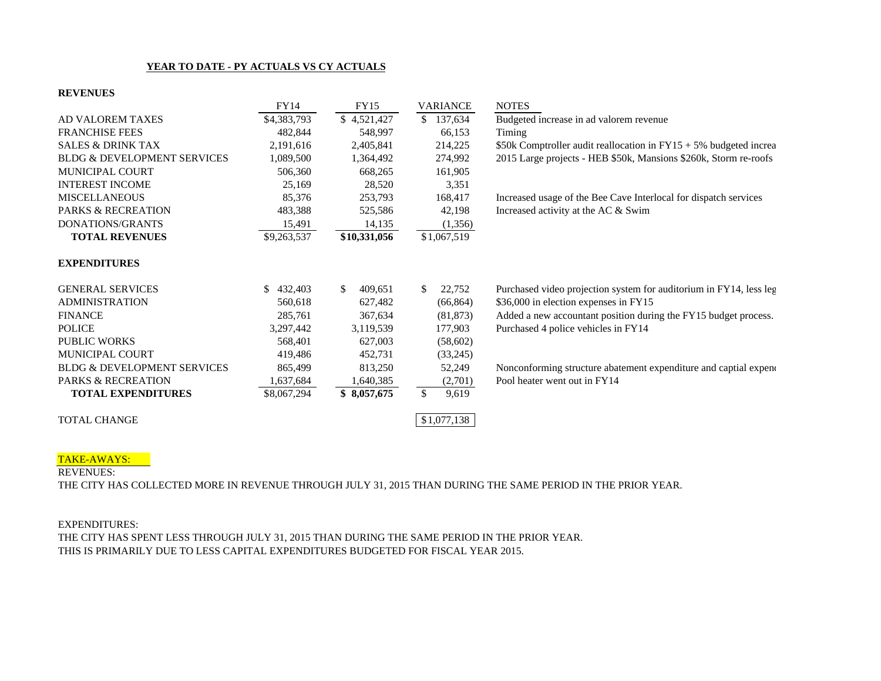## YEAR TO DATE - PY ACTUALS VS CY ACTUALS

**REVENUES**

| | FY14 | FY15 | VARIANCE | NOTES |
|---|---|---|---|---|
| AD VALOREM TAXES | $4,383,793 | $ 4,521,427 | $ 137,634 | Budgeted increase in ad valorem revenue |
| FRANCHISE FEES | 482,844 | 548,997 | 66,153 | Timing |
| SALES & DRINK TAX | 2,191,616 | 2,405,841 | 214,225 | $50k Comptroller audit reallocation in FY15 + 5% budgeted increa |
| BLDG & DEVELOPMENT SERVICES | 1,089,500 | 1,364,492 | 274,992 | 2015 Large projects - HEB $50k, Mansions $260k, Storm re-roofs |
| MUNICIPAL COURT | 506,360 | 668,265 | 161,905 | |
| INTEREST INCOME | 25,169 | 28,520 | 3,351 | |
| MISCELLANEOUS | 85,376 | 253,793 | 168,417 | Increased usage of the Bee Cave Interlocal for dispatch services |
| PARKS & RECREATION | 483,388 | 525,586 | 42,198 | Increased activity at the AC & Swim |
| DONATIONS/GRANTS | 15,491 | 14,135 | (1,356) | |
| **TOTAL REVENUES** | $9,263,537 | **$10,331,056** | $1,067,519 | |

**EXPENDITURES**

| | FY14 | FY15 | VARIANCE | NOTES |
|---|---|---|---|---|
| GENERAL SERVICES | $ 432,403 | $ 409,651 | $ 22,752 | Purchased video projection system for auditorium in FY14, less leg |
| ADMINISTRATION | 560,618 | 627,482 | (66,864) | $36,000 in election expenses in FY15 |
| FINANCE | 285,761 | 367,634 | (81,873) | Added a new accountant position during the FY15 budget process. |
| POLICE | 3,297,442 | 3,119,539 | 177,903 | Purchased 4 police vehicles in FY14 |
| PUBLIC WORKS | 568,401 | 627,003 | (58,602) | |
| MUNICIPAL COURT | 419,486 | 452,731 | (33,245) | |
| BLDG & DEVELOPMENT SERVICES | 865,499 | 813,250 | 52,249 | Nonconforming structure abatement expenditure and captial expend |
| PARKS & RECREATION | 1,637,684 | 1,640,385 | (2,701) | Pool heater went out in FY14 |
| **TOTAL EXPENDITURES** | $8,067,294 | **$ 8,057,675** | $ 9,619 | |
| | | | | |
| TOTAL CHANGE | | | $1,077,138 | |

TAKE-AWAYS:

REVENUES:

THE CITY HAS COLLECTED MORE IN REVENUE THROUGH JULY 31, 2015 THAN DURING THE SAME PERIOD IN THE PRIOR YEAR.

EXPENDITURES:

THE CITY HAS SPENT LESS THROUGH JULY 31, 2015 THAN DURING THE SAME PERIOD IN THE PRIOR YEAR.
THIS IS PRIMARILY DUE TO LESS CAPITAL EXPENDITURES BUDGETED FOR FISCAL YEAR 2015.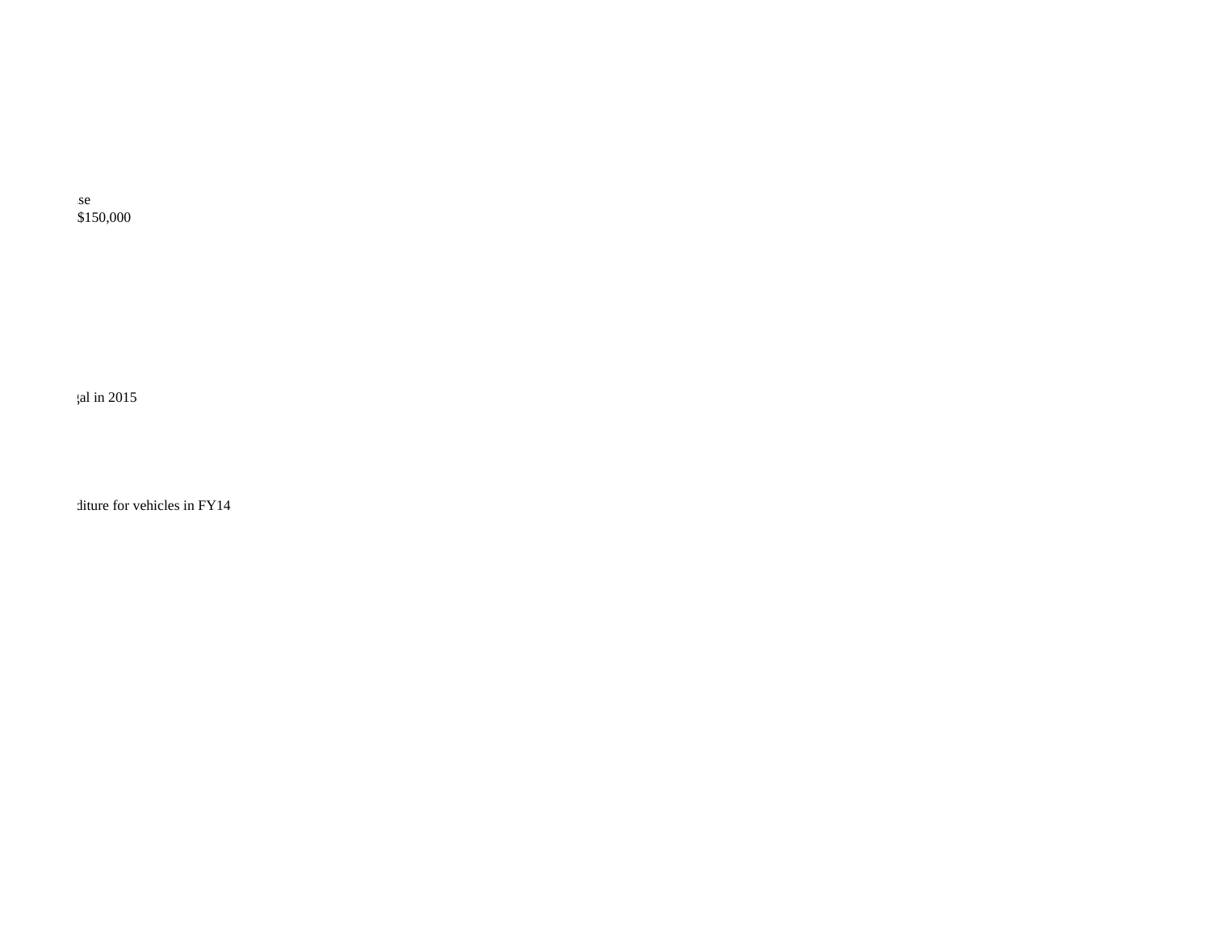se
$150,000

gal in 2015

diture for vehicles in FY14